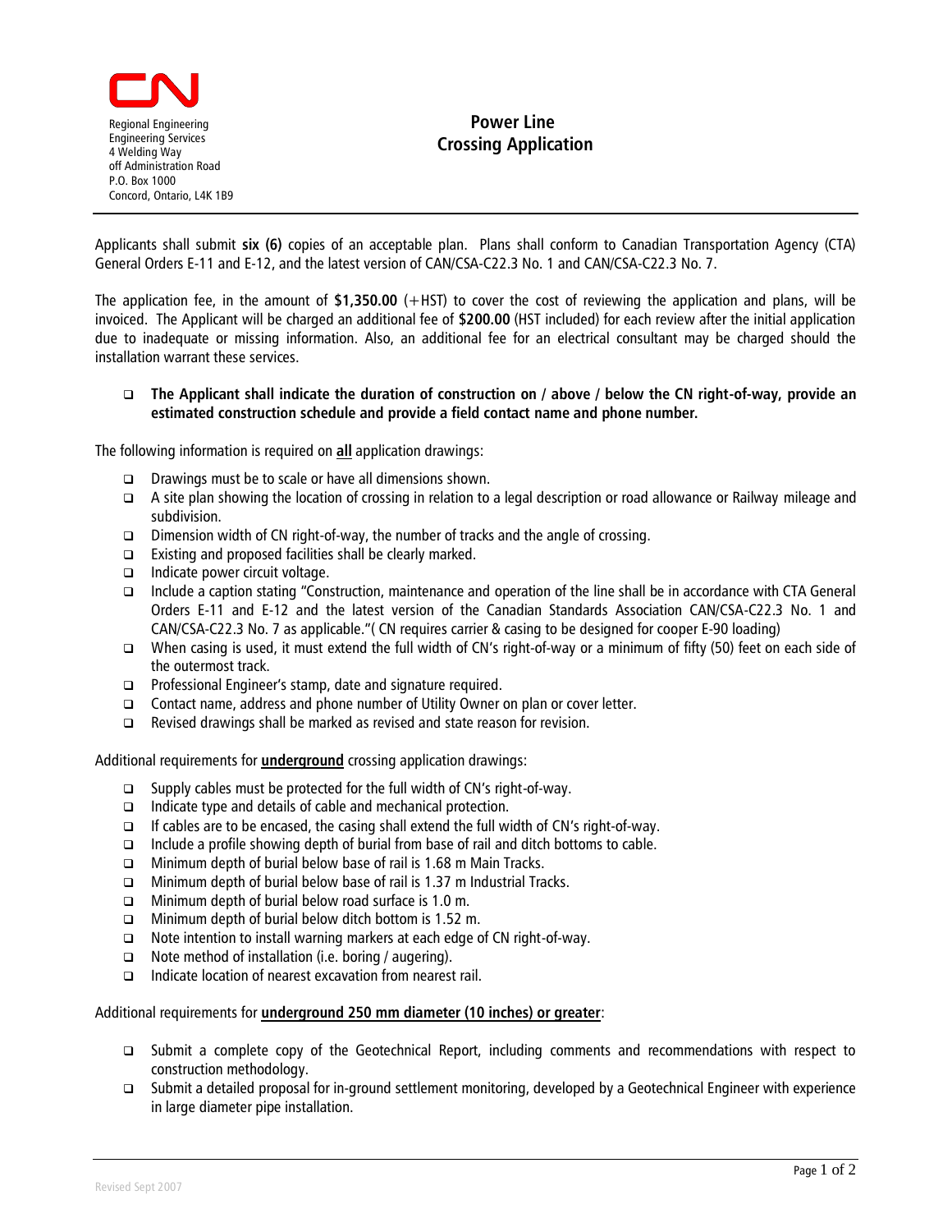CN

Regional Engineering
Engineering Services
4 Welding Way
off Administration Road
P.O. Box 1000
Concord, Ontario, L4K 1B9

# Power Line Crossing Application

Applicants shall submit **six (6)** copies of an acceptable plan. Plans shall conform to Canadian Transportation Agency (CTA) General Orders E-11 and E-12, and the latest version of CAN/CSA-C22.3 No. 1 and CAN/CSA-C22.3 No. 7.

The application fee, in the amount of **$1,350.00** (+HST) to cover the cost of reviewing the application and plans, will be invoiced. The Applicant will be charged an additional fee of **$200.00** (HST included) for each review after the initial application due to inadequate or missing information. Also, an additional fee for an electrical consultant may be charged should the installation warrant these services.

- **The Applicant shall indicate the duration of construction on / above / below the CN right-of-way, provide an estimated construction schedule and provide a field contact name and phone number.**

The following information is required on **all** application drawings:

- Drawings must be to scale or have all dimensions shown.
- A site plan showing the location of crossing in relation to a legal description or road allowance or Railway mileage and subdivision.
- Dimension width of CN right-of-way, the number of tracks and the angle of crossing.
- Existing and proposed facilities shall be clearly marked.
- Indicate power circuit voltage.
- Include a caption stating "Construction, maintenance and operation of the line shall be in accordance with CTA General Orders E-11 and E-12 and the latest version of the Canadian Standards Association CAN/CSA-C22.3 No. 1 and CAN/CSA-C22.3 No. 7 as applicable."( CN requires carrier & casing to be designed for cooper E-90 loading)
- When casing is used, it must extend the full width of CN's right-of-way or a minimum of fifty (50) feet on each side of the outermost track.
- Professional Engineer's stamp, date and signature required.
- Contact name, address and phone number of Utility Owner on plan or cover letter.
- Revised drawings shall be marked as revised and state reason for revision.

Additional requirements for **underground** crossing application drawings:

- Supply cables must be protected for the full width of CN's right-of-way.
- Indicate type and details of cable and mechanical protection.
- If cables are to be encased, the casing shall extend the full width of CN's right-of-way.
- Include a profile showing depth of burial from base of rail and ditch bottoms to cable.
- Minimum depth of burial below base of rail is 1.68 m Main Tracks.
- Minimum depth of burial below base of rail is 1.37 m Industrial Tracks.
- Minimum depth of burial below road surface is 1.0 m.
- Minimum depth of burial below ditch bottom is 1.52 m.
- Note intention to install warning markers at each edge of CN right-of-way.
- Note method of installation (i.e. boring / augering).
- Indicate location of nearest excavation from nearest rail.

Additional requirements for **underground 250 mm diameter (10 inches) or greater**:

- Submit a complete copy of the Geotechnical Report, including comments and recommendations with respect to construction methodology.
- Submit a detailed proposal for in-ground settlement monitoring, developed by a Geotechnical Engineer with experience in large diameter pipe installation.

Revised Sept 2007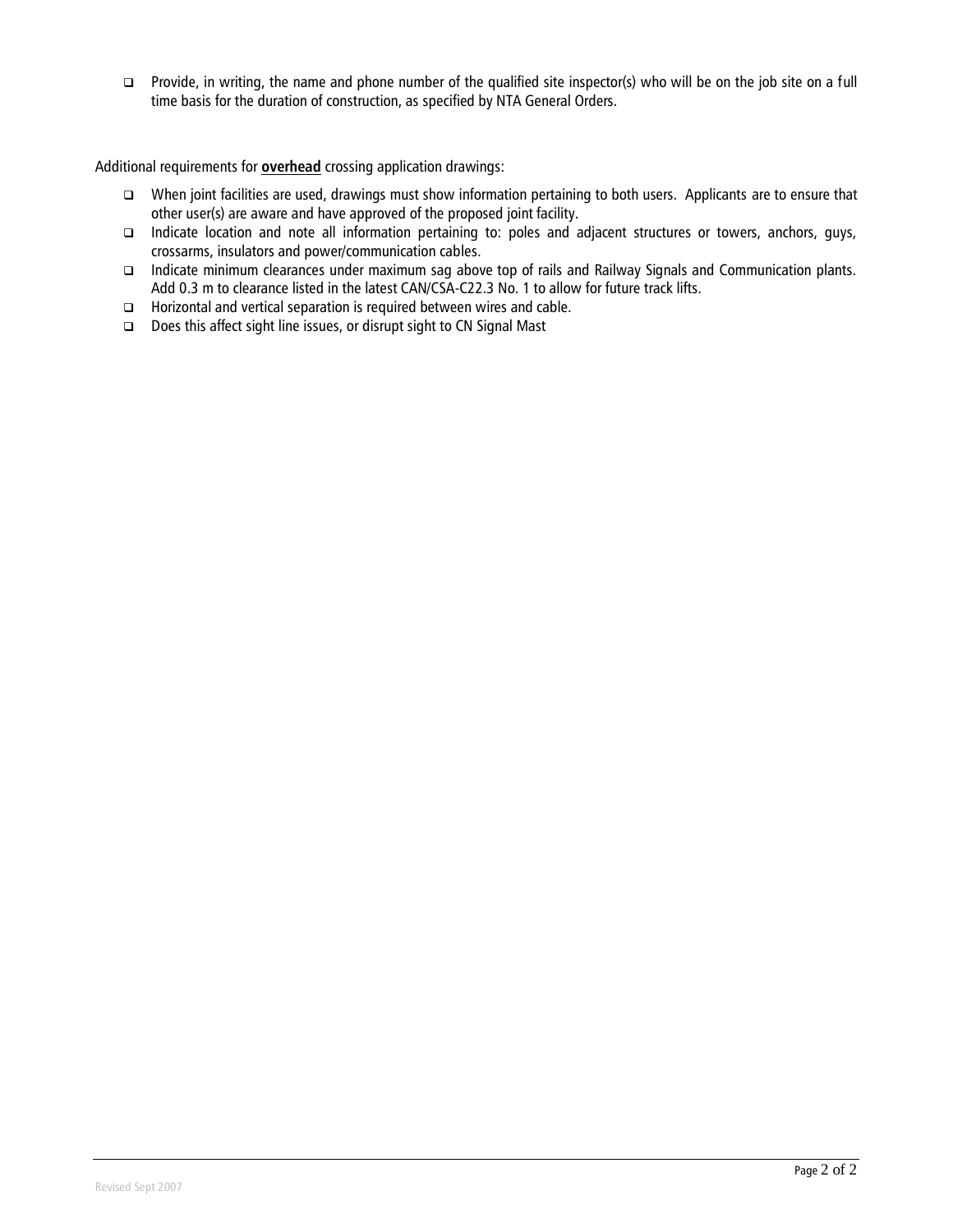- Provide, in writing, the name and phone number of the qualified site inspector(s) who will be on the job site on a full time basis for the duration of construction, as specified by NTA General Orders.

Additional requirements for **overhead** crossing application drawings:

- When joint facilities are used, drawings must show information pertaining to both users. Applicants are to ensure that other user(s) are aware and have approved of the proposed joint facility.
- Indicate location and note all information pertaining to: poles and adjacent structures or towers, anchors, guys, crossarms, insulators and power/communication cables.
- Indicate minimum clearances under maximum sag above top of rails and Railway Signals and Communication plants. Add 0.3 m to clearance listed in the latest CAN/CSA-C22.3 No. 1 to allow for future track lifts.
- Horizontal and vertical separation is required between wires and cable.
- Does this affect sight line issues, or disrupt sight to CN Signal Mast

Revised Sept 2007